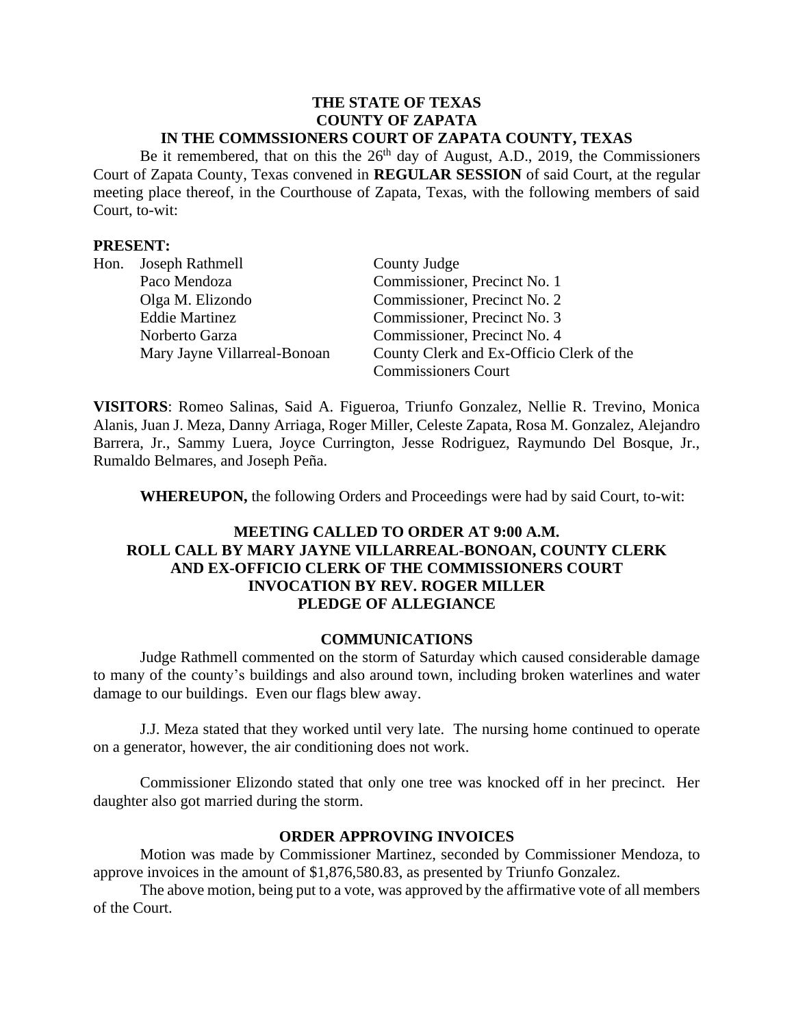**THE STATE OF TEXAS**
**COUNTY OF ZAPATA**
**IN THE COMMSSIONERS COURT OF ZAPATA COUNTY, TEXAS**

Be it remembered, that on this the 26th day of August, A.D., 2019, the Commissioners Court of Zapata County, Texas convened in **REGULAR SESSION** of said Court, at the regular meeting place thereof, in the Courthouse of Zapata, Texas, with the following members of said Court, to-wit:

**PRESENT:**

| | | |
|---|---|---|
| Hon. | Joseph Rathmell | County Judge |
| | Paco Mendoza | Commissioner, Precinct No. 1 |
| | Olga M. Elizondo | Commissioner, Precinct No. 2 |
| | Eddie Martinez | Commissioner, Precinct No. 3 |
| | Norberto Garza | Commissioner, Precinct No. 4 |
| | Mary Jayne Villarreal-Bonoan | County Clerk and Ex-Officio Clerk of the Commissioners Court |

**VISITORS**: Romeo Salinas, Said A. Figueroa, Triunfo Gonzalez, Nellie R. Trevino, Monica Alanis, Juan J. Meza, Danny Arriaga, Roger Miller, Celeste Zapata, Rosa M. Gonzalez, Alejandro Barrera, Jr., Sammy Luera, Joyce Currington, Jesse Rodriguez, Raymundo Del Bosque, Jr., Rumaldo Belmares, and Joseph Peña.

**WHEREUPON,** the following Orders and Proceedings were had by said Court, to-wit:

**MEETING CALLED TO ORDER AT 9:00 A.M.**
**ROLL CALL BY MARY JAYNE VILLARREAL-BONOAN, COUNTY CLERK AND EX-OFFICIO CLERK OF THE COMMISSIONERS COURT**
**INVOCATION BY REV. ROGER MILLER**
**PLEDGE OF ALLEGIANCE**

## COMMUNICATIONS

Judge Rathmell commented on the storm of Saturday which caused considerable damage to many of the county's buildings and also around town, including broken waterlines and water damage to our buildings. Even our flags blew away.

J.J. Meza stated that they worked until very late. The nursing home continued to operate on a generator, however, the air conditioning does not work.

Commissioner Elizondo stated that only one tree was knocked off in her precinct. Her daughter also got married during the storm.

## ORDER APPROVING INVOICES

Motion was made by Commissioner Martinez, seconded by Commissioner Mendoza, to approve invoices in the amount of $1,876,580.83, as presented by Triunfo Gonzalez.

The above motion, being put to a vote, was approved by the affirmative vote of all members of the Court.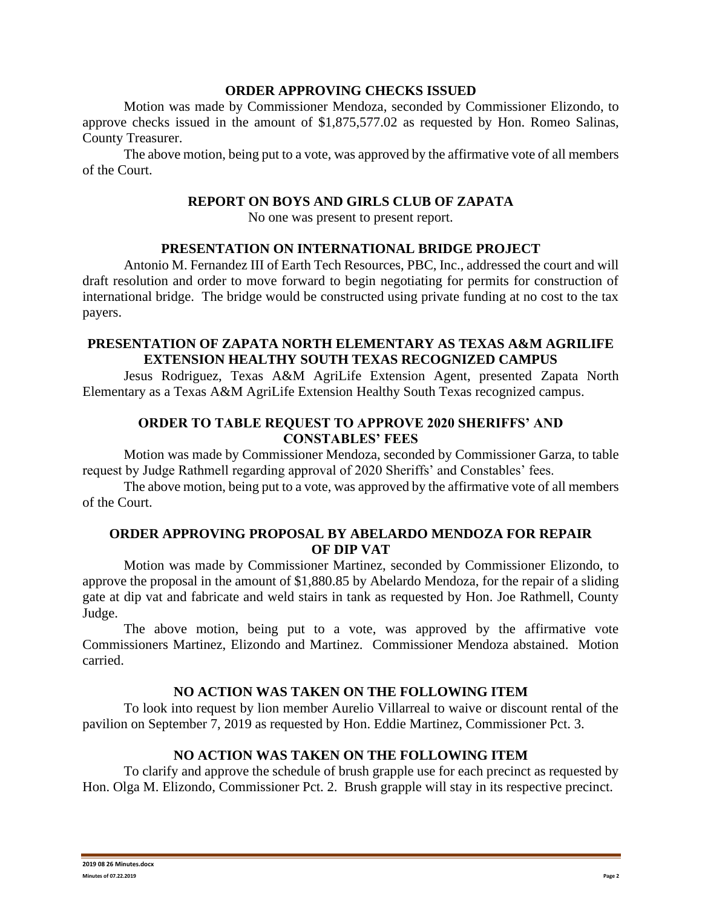**ORDER APPROVING CHECKS ISSUED**

Motion was made by Commissioner Mendoza, seconded by Commissioner Elizondo, to approve checks issued in the amount of $1,875,577.02 as requested by Hon. Romeo Salinas, County Treasurer.

The above motion, being put to a vote, was approved by the affirmative vote of all members of the Court.

**REPORT ON BOYS AND GIRLS CLUB OF ZAPATA**

No one was present to present report.

**PRESENTATION ON INTERNATIONAL BRIDGE PROJECT**

Antonio M. Fernandez III of Earth Tech Resources, PBC, Inc., addressed the court and will draft resolution and order to move forward to begin negotiating for permits for construction of international bridge. The bridge would be constructed using private funding at no cost to the tax payers.

**PRESENTATION OF ZAPATA NORTH ELEMENTARY AS TEXAS A&M AGRILIFE EXTENSION HEALTHY SOUTH TEXAS RECOGNIZED CAMPUS**

Jesus Rodriguez, Texas A&M AgriLife Extension Agent, presented Zapata North Elementary as a Texas A&M AgriLife Extension Healthy South Texas recognized campus.

**ORDER TO TABLE REQUEST TO APPROVE 2020 SHERIFFS' AND CONSTABLES' FEES**

Motion was made by Commissioner Mendoza, seconded by Commissioner Garza, to table request by Judge Rathmell regarding approval of 2020 Sheriffs' and Constables' fees.

The above motion, being put to a vote, was approved by the affirmative vote of all members of the Court.

**ORDER APPROVING PROPOSAL BY ABELARDO MENDOZA FOR REPAIR OF DIP VAT**

Motion was made by Commissioner Martinez, seconded by Commissioner Elizondo, to approve the proposal in the amount of $1,880.85 by Abelardo Mendoza, for the repair of a sliding gate at dip vat and fabricate and weld stairs in tank as requested by Hon. Joe Rathmell, County Judge.

The above motion, being put to a vote, was approved by the affirmative vote Commissioners Martinez, Elizondo and Martinez. Commissioner Mendoza abstained. Motion carried.

**NO ACTION WAS TAKEN ON THE FOLLOWING ITEM**

To look into request by lion member Aurelio Villarreal to waive or discount rental of the pavilion on September 7, 2019 as requested by Hon. Eddie Martinez, Commissioner Pct. 3.

**NO ACTION WAS TAKEN ON THE FOLLOWING ITEM**

To clarify and approve the schedule of brush grapple use for each precinct as requested by Hon. Olga M. Elizondo, Commissioner Pct. 2. Brush grapple will stay in its respective precinct.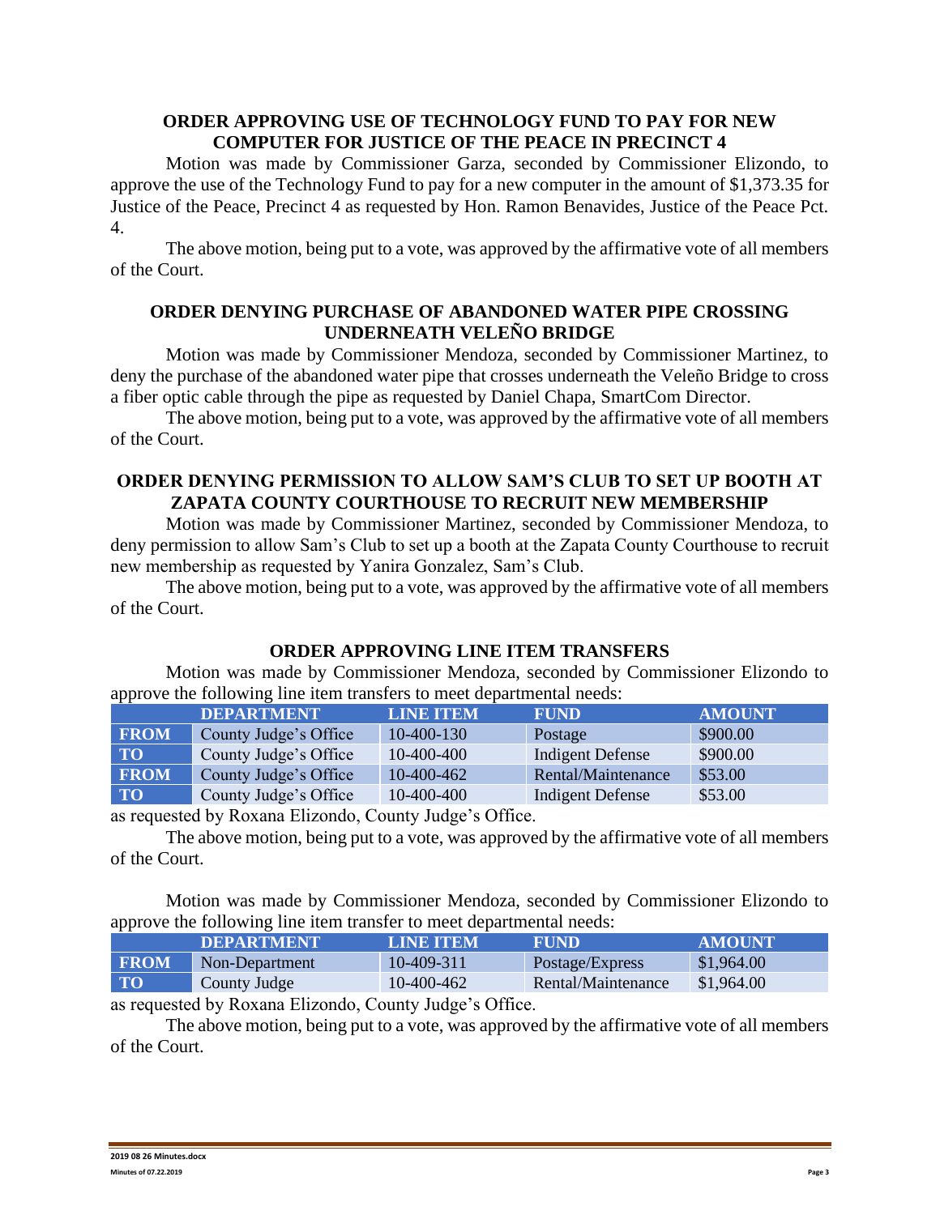**ORDER APPROVING USE OF TECHNOLOGY FUND TO PAY FOR NEW COMPUTER FOR JUSTICE OF THE PEACE IN PRECINCT 4**

Motion was made by Commissioner Garza, seconded by Commissioner Elizondo, to approve the use of the Technology Fund to pay for a new computer in the amount of $1,373.35 for Justice of the Peace, Precinct 4 as requested by Hon. Ramon Benavides, Justice of the Peace Pct. 4.

The above motion, being put to a vote, was approved by the affirmative vote of all members of the Court.

**ORDER DENYING PURCHASE OF ABANDONED WATER PIPE CROSSING UNDERNEATH VELEÑO BRIDGE**

Motion was made by Commissioner Mendoza, seconded by Commissioner Martinez, to deny the purchase of the abandoned water pipe that crosses underneath the Veleño Bridge to cross a fiber optic cable through the pipe as requested by Daniel Chapa, SmartCom Director.

The above motion, being put to a vote, was approved by the affirmative vote of all members of the Court.

**ORDER DENYING PERMISSION TO ALLOW SAM'S CLUB TO SET UP BOOTH AT ZAPATA COUNTY COURTHOUSE TO RECRUIT NEW MEMBERSHIP**

Motion was made by Commissioner Martinez, seconded by Commissioner Mendoza, to deny permission to allow Sam's Club to set up a booth at the Zapata County Courthouse to recruit new membership as requested by Yanira Gonzalez, Sam's Club.

The above motion, being put to a vote, was approved by the affirmative vote of all members of the Court.

**ORDER APPROVING LINE ITEM TRANSFERS**

Motion was made by Commissioner Mendoza, seconded by Commissioner Elizondo to approve the following line item transfers to meet departmental needs:

| | DEPARTMENT | LINE ITEM | FUND | AMOUNT |
|---|---|---|---|---|
| FROM | County Judge's Office | 10-400-130 | Postage | $900.00 |
| TO | County Judge's Office | 10-400-400 | Indigent Defense | $900.00 |
| FROM | County Judge's Office | 10-400-462 | Rental/Maintenance | $53.00 |
| TO | County Judge's Office | 10-400-400 | Indigent Defense | $53.00 |

as requested by Roxana Elizondo, County Judge's Office.

The above motion, being put to a vote, was approved by the affirmative vote of all members of the Court.

Motion was made by Commissioner Mendoza, seconded by Commissioner Elizondo to approve the following line item transfer to meet departmental needs:

| | DEPARTMENT | LINE ITEM | FUND | AMOUNT |
|---|---|---|---|---|
| FROM | Non-Department | 10-409-311 | Postage/Express | $1,964.00 |
| TO | County Judge | 10-400-462 | Rental/Maintenance | $1,964.00 |

as requested by Roxana Elizondo, County Judge's Office.

The above motion, being put to a vote, was approved by the affirmative vote of all members of the Court.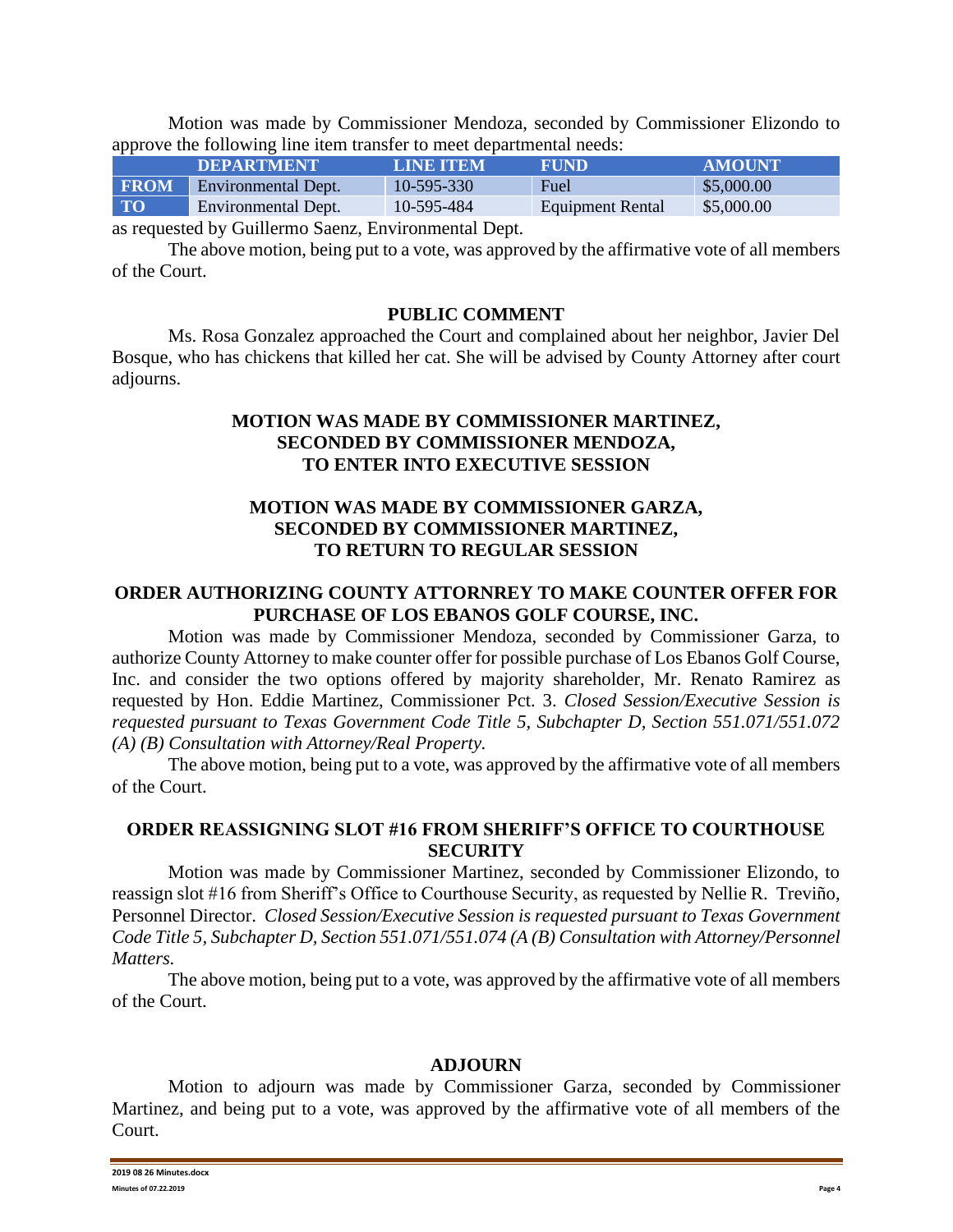Motion was made by Commissioner Mendoza, seconded by Commissioner Elizondo to approve the following line item transfer to meet departmental needs:

| | DEPARTMENT | LINE ITEM | FUND | AMOUNT |
|---|---|---|---|---|
| FROM | Environmental Dept. | 10-595-330 | Fuel | $5,000.00 |
| TO | Environmental Dept. | 10-595-484 | Equipment Rental | $5,000.00 |

as requested by Guillermo Saenz, Environmental Dept.

The above motion, being put to a vote, was approved by the affirmative vote of all members of the Court.

## PUBLIC COMMENT

Ms. Rosa Gonzalez approached the Court and complained about her neighbor, Javier Del Bosque, who has chickens that killed her cat. She will be advised by County Attorney after court adjourns.

## MOTION WAS MADE BY COMMISSIONER MARTINEZ, SECONDED BY COMMISSIONER MENDOZA, TO ENTER INTO EXECUTIVE SESSION

## MOTION WAS MADE BY COMMISSIONER GARZA, SECONDED BY COMMISSIONER MARTINEZ, TO RETURN TO REGULAR SESSION

## ORDER AUTHORIZING COUNTY ATTORNREY TO MAKE COUNTER OFFER FOR PURCHASE OF LOS EBANOS GOLF COURSE, INC.

Motion was made by Commissioner Mendoza, seconded by Commissioner Garza, to authorize County Attorney to make counter offer for possible purchase of Los Ebanos Golf Course, Inc. and consider the two options offered by majority shareholder, Mr. Renato Ramirez as requested by Hon. Eddie Martinez, Commissioner Pct. 3. *Closed Session/Executive Session is requested pursuant to Texas Government Code Title 5, Subchapter D, Section 551.071/551.072 (A) (B) Consultation with Attorney/Real Property.*

The above motion, being put to a vote, was approved by the affirmative vote of all members of the Court.

## ORDER REASSIGNING SLOT #16 FROM SHERIFF'S OFFICE TO COURTHOUSE SECURITY

Motion was made by Commissioner Martinez, seconded by Commissioner Elizondo, to reassign slot #16 from Sheriff's Office to Courthouse Security, as requested by Nellie R. Treviño, Personnel Director. *Closed Session/Executive Session is requested pursuant to Texas Government Code Title 5, Subchapter D, Section 551.071/551.074 (A (B) Consultation with Attorney/Personnel Matters.*

The above motion, being put to a vote, was approved by the affirmative vote of all members of the Court.

## ADJOURN

Motion to adjourn was made by Commissioner Garza, seconded by Commissioner Martinez, and being put to a vote, was approved by the affirmative vote of all members of the Court.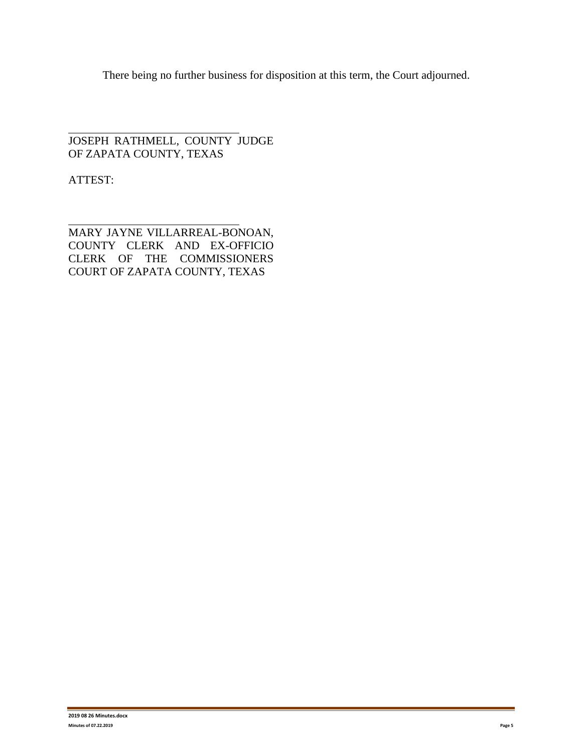There being no further business for disposition at this term, the Court adjourned.

\_\_\_\_\_\_\_\_\_\_\_\_\_\_\_\_\_\_\_\_\_\_\_\_\_\_\_\_\_\_

JOSEPH RATHMELL, COUNTY JUDGE
OF ZAPATA COUNTY, TEXAS

ATTEST:

\_\_\_\_\_\_\_\_\_\_\_\_\_\_\_\_\_\_\_\_\_\_\_\_\_\_\_\_\_\_

MARY JAYNE VILLARREAL-BONOAN,
COUNTY CLERK AND EX-OFFICIO
CLERK OF THE COMMISSIONERS
COURT OF ZAPATA COUNTY, TEXAS